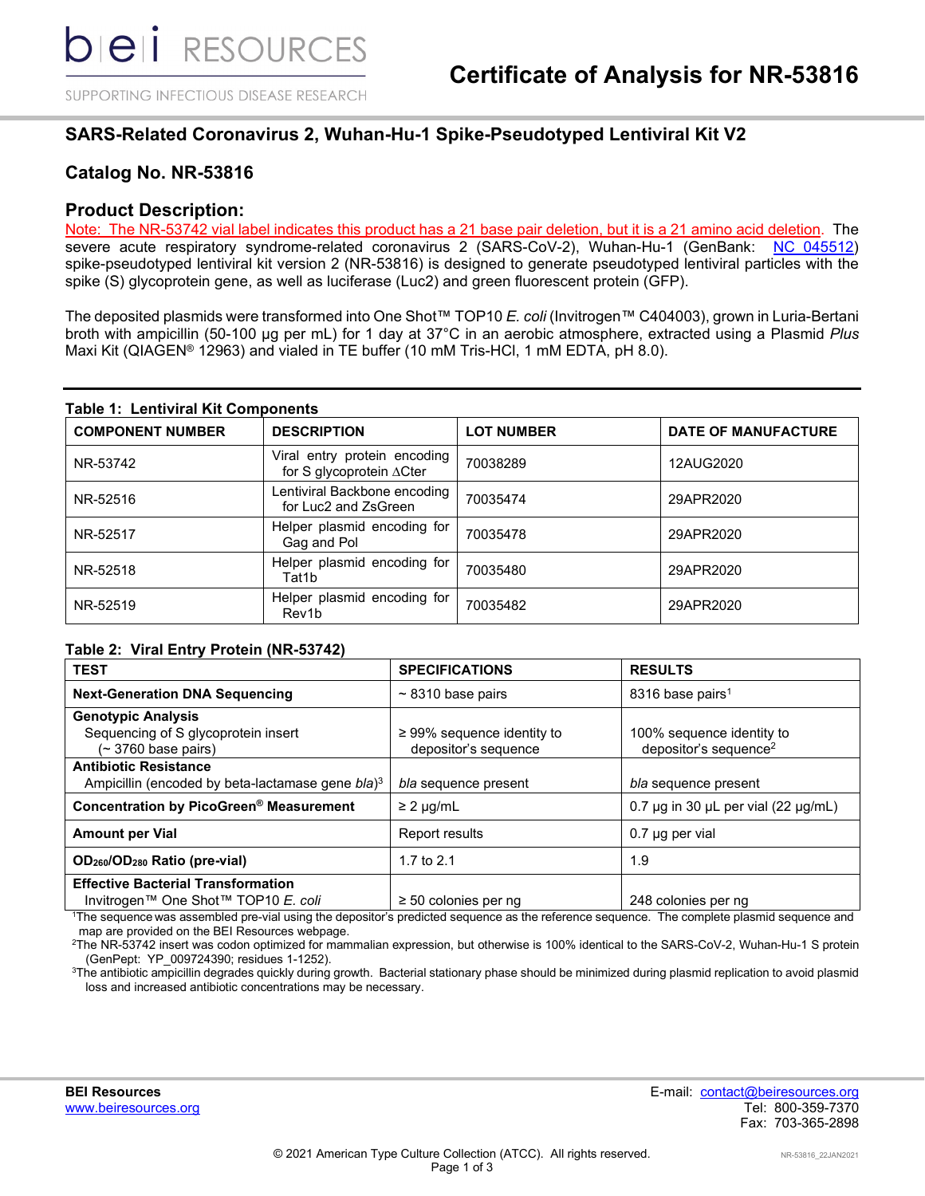# Certificate of Analysis for NR-53816

## SARS-Related Coronavirus 2, Wuhan-Hu-1 Spike-Pseudotyped Lentiviral Kit V2

## Catalog No. NR-53816

## Product Description:

Note: The NR-53742 vial label indicates this product has a 21 base pair deletion, but it is a 21 amino acid deletion. The severe acute respiratory syndrome-related coronavirus 2 (SARS-CoV-2), Wuhan-Hu-1 (GenBank: NC_045512) spike-pseudotyped lentiviral kit version 2 (NR-53816) is designed to generate pseudotyped lentiviral particles with the spike (S) glycoprotein gene, as well as luciferase (Luc2) and green fluorescent protein (GFP).

The deposited plasmids were transformed into One Shot™ TOP10 *E. coli* (Invitrogen™ C404003), grown in Luria-Bertani broth with ampicillin (50-100 µg per mL) for 1 day at 37°C in an aerobic atmosphere, extracted using a Plasmid *Plus* Maxi Kit (QIAGEN® 12963) and vialed in TE buffer (10 mM Tris-HCl, 1 mM EDTA, pH 8.0).

**Table 1: Lentiviral Kit Components**

| COMPONENT NUMBER | DESCRIPTION | LOT NUMBER | DATE OF MANUFACTURE |
|---|---|---|---|
| NR-53742 | Viral entry protein encoding for S glycoprotein ∆Cter | 70038289 | 12AUG2020 |
| NR-52516 | Lentiviral Backbone encoding for Luc2 and ZsGreen | 70035474 | 29APR2020 |
| NR-52517 | Helper plasmid encoding for Gag and Pol | 70035478 | 29APR2020 |
| NR-52518 | Helper plasmid encoding for Tat1b | 70035480 | 29APR2020 |
| NR-52519 | Helper plasmid encoding for Rev1b | 70035482 | 29APR2020 |

**Table 2: Viral Entry Protein (NR-53742)**

| TEST | SPECIFICATIONS | RESULTS |
|---|---|---|
| **Next-Generation DNA Sequencing** | ~ 8310 base pairs | 8316 base pairs[1] |
| **Genotypic Analysis** Sequencing of S glycoprotein insert (~ 3760 base pairs) | ≥ 99% sequence identity to depositor's sequence | 100% sequence identity to depositor's sequence[2] |
| **Antibiotic Resistance** Ampicillin (encoded by beta-lactamase gene *bla*)[3] | *bla* sequence present | *bla* sequence present |
| **Concentration by PicoGreen® Measurement** | ≥ 2 µg/mL | 0.7 µg in 30 µL per vial (22 µg/mL) |
| **Amount per Vial** | Report results | 0.7 µg per vial |
| **$OD_{260}/OD_{280}$ Ratio (pre-vial)** | 1.7 to 2.1 | 1.9 |
| **Effective Bacterial Transformation** Invitrogen™ One Shot™ TOP10 *E. coli* | ≥ 50 colonies per ng | 248 colonies per ng |

[1]The sequence was assembled pre-vial using the depositor's predicted sequence as the reference sequence. The complete plasmid sequence and map are provided on the BEI Resources webpage.
[2]The NR-53742 insert was codon optimized for mammalian expression, but otherwise is 100% identical to the SARS-CoV-2, Wuhan-Hu-1 S protein (GenPept: YP_009724390; residues 1-1252).
[3]The antibiotic ampicillin degrades quickly during growth. Bacterial stationary phase should be minimized during plasmid replication to avoid plasmid loss and increased antibiotic concentrations may be necessary.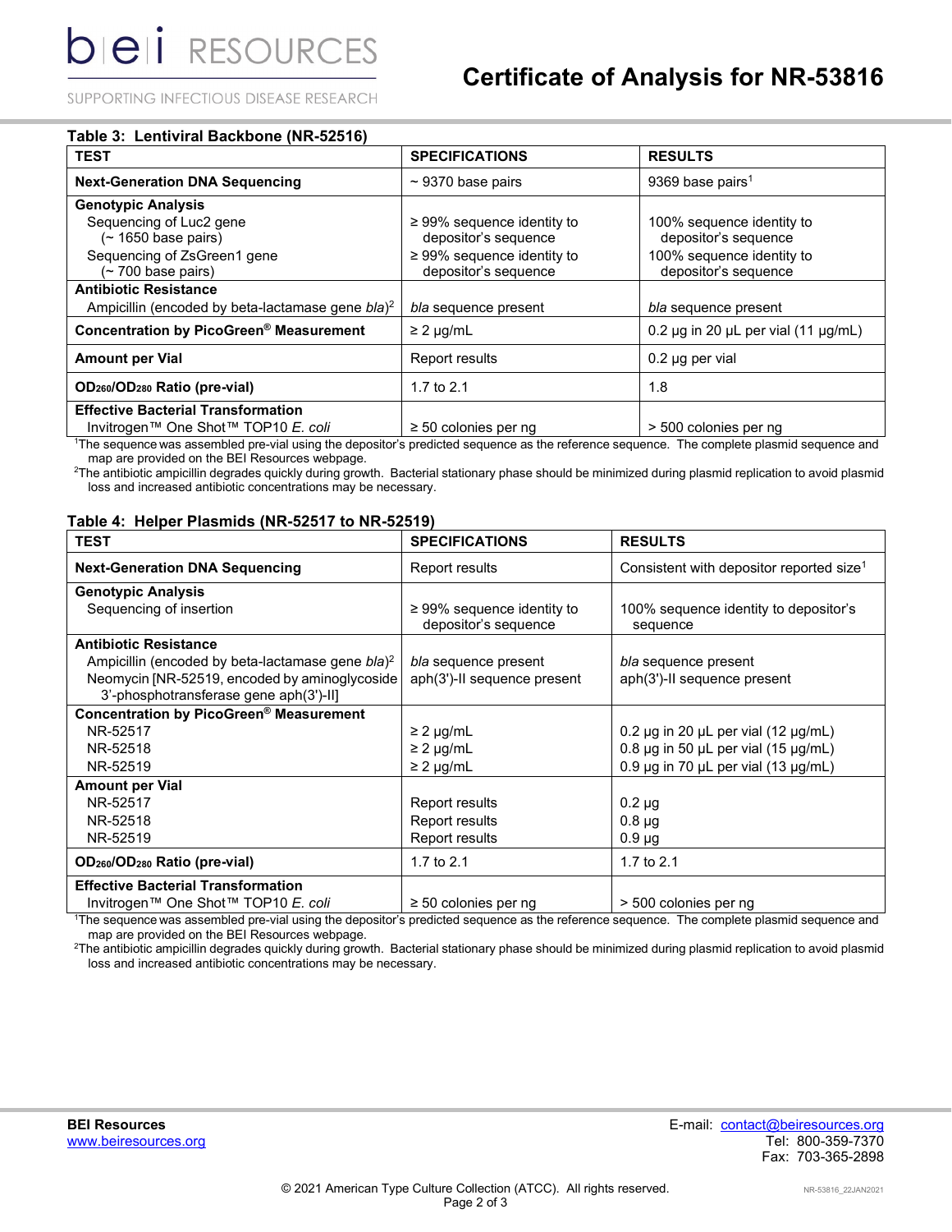**Table 3: Lentiviral Backbone (NR-52516)**

| TEST | SPECIFICATIONS | RESULTS |
|---|---|---|
| **Next-Generation DNA Sequencing** | ~ 9370 base pairs | 9369 base pairs[1] |
| **Genotypic Analysis**<br>Sequencing of Luc2 gene (~ 1650 base pairs)<br>Sequencing of ZsGreen1 gene (~ 700 base pairs) | <br>≥ 99% sequence identity to depositor's sequence<br>≥ 99% sequence identity to depositor's sequence | <br>100% sequence identity to depositor's sequence<br>100% sequence identity to depositor's sequence |
| **Antibiotic Resistance**<br>Ampicillin (encoded by beta-lactamase gene *bla*)[2] | <br>*bla* sequence present | <br>*bla* sequence present |
| **Concentration by PicoGreen® Measurement** | ≥ 2 µg/mL | 0.2 µg in 20 µL per vial (11 µg/mL) |
| **Amount per Vial** | Report results | 0.2 µg per vial |
| **$OD_{260}/OD_{280}$ Ratio (pre-vial)** | 1.7 to 2.1 | 1.8 |
| **Effective Bacterial Transformation**<br>Invitrogen™ One Shot™ TOP10 *E. coli* | <br>≥ 50 colonies per ng | <br>> 500 colonies per ng |

[1]The sequence was assembled pre-vial using the depositor's predicted sequence as the reference sequence. The complete plasmid sequence and map are provided on the BEI Resources webpage.

[2]The antibiotic ampicillin degrades quickly during growth. Bacterial stationary phase should be minimized during plasmid replication to avoid plasmid loss and increased antibiotic concentrations may be necessary.

**Table 4: Helper Plasmids (NR-52517 to NR-52519)**

| TEST | SPECIFICATIONS | RESULTS |
|---|---|---|
| **Next-Generation DNA Sequencing** | Report results | Consistent with depositor reported size[1] |
| **Genotypic Analysis**<br>Sequencing of insertion | <br>≥ 99% sequence identity to depositor's sequence | <br>100% sequence identity to depositor's sequence |
| **Antibiotic Resistance**<br>Ampicillin (encoded by beta-lactamase gene *bla*)[2]<br>Neomycin [NR-52519, encoded by aminoglycoside 3'-phosphotransferase gene aph(3')-II] | <br>*bla* sequence present<br>aph(3')-II sequence present | <br>*bla* sequence present<br>aph(3')-II sequence present |
| **Concentration by PicoGreen® Measurement**<br>NR-52517<br>NR-52518<br>NR-52519 | <br>≥ 2 µg/mL<br>≥ 2 µg/mL<br>≥ 2 µg/mL | <br>0.2 µg in 20 µL per vial (12 µg/mL)<br>0.8 µg in 50 µL per vial (15 µg/mL)<br>0.9 µg in 70 µL per vial (13 µg/mL) |
| **Amount per Vial**<br>NR-52517<br>NR-52518<br>NR-52519 | <br>Report results<br>Report results<br>Report results | <br>0.2 µg<br>0.8 µg<br>0.9 µg |
| **$OD_{260}/OD_{280}$ Ratio (pre-vial)** | 1.7 to 2.1 | 1.7 to 2.1 |
| **Effective Bacterial Transformation**<br>Invitrogen™ One Shot™ TOP10 *E. coli* | <br>≥ 50 colonies per ng | <br>> 500 colonies per ng |

[1]The sequence was assembled pre-vial using the depositor's predicted sequence as the reference sequence. The complete plasmid sequence and map are provided on the BEI Resources webpage.

[2]The antibiotic ampicillin degrades quickly during growth. Bacterial stationary phase should be minimized during plasmid replication to avoid plasmid loss and increased antibiotic concentrations may be necessary.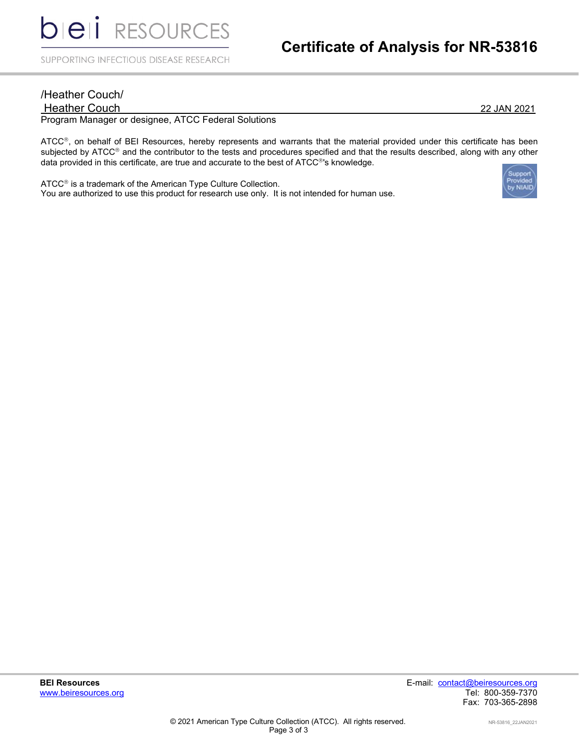/Heather Couch/
Heather Couch 22 JAN 2021
Program Manager or designee, ATCC Federal Solutions

ATCC®, on behalf of BEI Resources, hereby represents and warrants that the material provided under this certificate has been subjected by ATCC® and the contributor to the tests and procedures specified and that the results described, along with any other data provided in this certificate, are true and accurate to the best of ATCC®'s knowledge.

ATCC® is a trademark of the American Type Culture Collection.
You are authorized to use this product for research use only. It is not intended for human use.